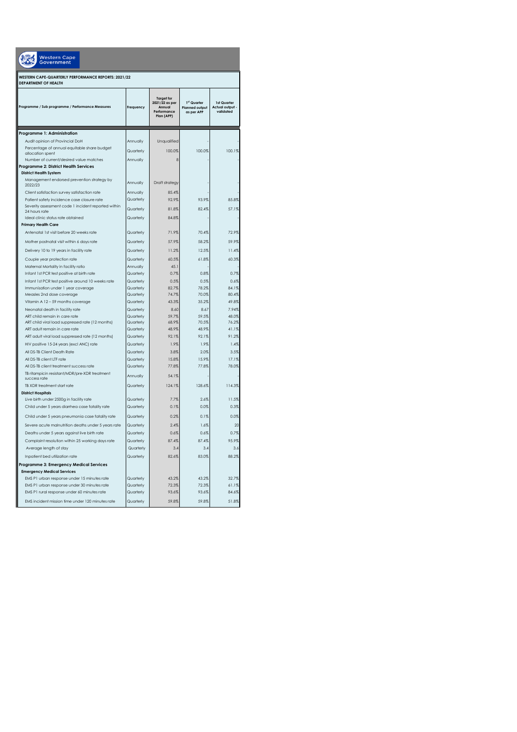Western Cape Government

**WESTERN CAPE-QUARTERLY PERFORMANCE REPORTS: 2021/22**
**DEPARTMENT OF HEALTH**

| Programme / Sub programme / Performance Measures | Frequency | Target for 2021/22 as per Annual Performance Plan (APP) | 1st Quarter Planned output as per APP | 1st Quarter Actual output - validated |
|---|---|---|---|---|
| **Programme 1: Administration** | | | | |
| Audit opinion of Provincial DoH | Annually | Unqualified | - | - |
| Percentage of annual equitable share budget allocation spent | Quarterly | 100.0% | 100.0% | 100.1% |
| Number of current/desired value matches | Annually | 8 | - | - |
| **Programme 2: District Health Services** | | | | |
| **District Health System** | | | | |
| Management endorsed prevention strategy by 2022/23 | Annually | Draft strategy | - | - |
| Client satisfaction survey satisfaction rate | Annually | 85.4% | - | - |
| Patient safety incidence case closure rate | Quarterly | 92.9% | 93.9% | 85.8% |
| Severity assessment code 1 incident reported within 24 hours rate | Quarterly | 81.8% | 82.4% | 57.1% |
| Ideal clinic status rate obtained | Quarterly | 84.8% | - | - |
| **Primary Health Care** | | | | |
| Antenatal 1st visit before 20 weeks rate | Quarterly | 71.9% | 70.4% | 72.9% |
| Mother postnatal visit within 6 days rate | Quarterly | 57.9% | 58.2% | 59.9% |
| Delivery 10 to 19 years in facility rate | Quarterly | 11.2% | 12.5% | 11.4% |
| Couple year protection rate | Quarterly | 60.5% | 61.8% | 60.3% |
| Maternal Mortality in facility ratio | Annually | 45.1 | - | - |
| Infant 1st PCR test positive at birth rate | Quarterly | 0.7% | 0.8% | 0.7% |
| Infant 1st PCR test positive around 10 weeks rate | Quarterly | 0.5% | 0.5% | 0.6% |
| Immunisation under 1 year coverage | Quarterly | 82.7% | 78.2% | 84.1% |
| Measles 2nd dose coverage | Quarterly | 74.7% | 70.0% | 80.4% |
| Vitamin A 12 – 59 months coverage | Quarterly | 43.3% | 35.2% | 49.8% |
| Neonatal death in facility rate | Quarterly | 8.60 | 8.67 | 7.94% |
| ART child remain in care rate | Quarterly | 59.7% | 59.5% | 48.0% |
| ART child viral load suppressed rate (12 months) | Quarterly | 68.9% | 70.5% | 76.2% |
| ART adult remain in care rate | Quarterly | 48.9% | 48.9% | 41.1% |
| ART adult viral load suppressed rate (12 months) | Quarterly | 92.1% | 92.1% | 91.2% |
| HIV positive 15-24 years (excl ANC) rate | Quarterly | 1.9% | 1.9% | 1.4% |
| All DS-TB Client Death Rate | Quarterly | 3.8% | 2.0% | 3.5% |
| All DS-TB client LTF rate | Quarterly | 15.8% | 15.9% | 17.1% |
| All DS-TB client treatment success rate | Quarterly | 77.8% | 77.8% | 78.0% |
| TB rifampicin resistant/MDR/pre-XDR treatment success rate | Annually | 54.1% | - | - |
| TB XDR treatment start rate | Quarterly | 124.1% | 128.6% | 114.3% |
| **District Hospitals** | | | | |
| Live birth under 2500g in facility rate | Quarterly | 7.7% | 2.6% | 11.5% |
| Child under 5 years diarrhea case fatality rate | Quarterly | 0.1% | 0.0% | 0.3% |
| Child under 5 years pneumonia case fatality rate | Quarterly | 0.2% | 0.1% | 0.0% |
| Severe acute malnutrition deaths under 5 years rate | Quarterly | 2.4% | 1.6% | 20 |
| Deaths under 5 years against live birth rate | Quarterly | 0.6% | 0.6% | 0.7% |
| Complaint resolution within 25 working days rate | Quarterly | 87.4% | 87.4% | 95.9% |
| Average length of stay | Quarterly | 3.4 | 3.4 | 3.6 |
| Inpatient bed utilization rate | Quarterly | 82.6% | 83.0% | 88.2% |
| **Programme 3: Emergency Medical Services** | | | | |
| **Emergency Medical Services** | | | | |
| EMS P1 urban response under 15 minutes rate | Quarterly | 43.2% | 43.2% | 32.7% |
| EMS P1 urban response under 30 minutes rate | Quarterly | 72.3% | 72.3% | 61.1% |
| EMS P1 rural response under 60 minutes rate | Quarterly | 93.6% | 93.6% | 84.6% |
| EMS incident mission time under 120 minutes rate | Quarterly | 59.8% | 59.8% | 51.8% |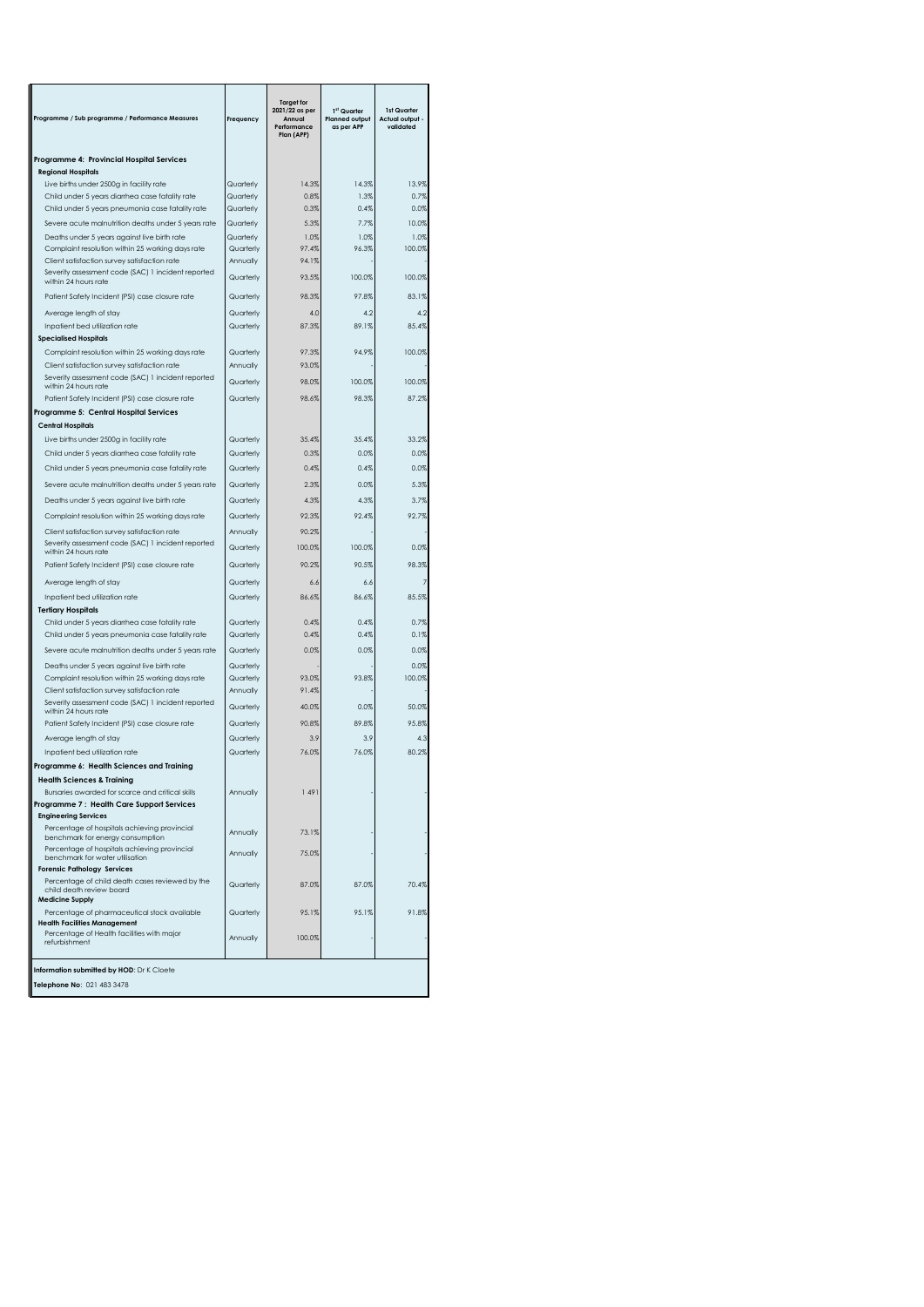| Programme / Sub programme / Performance Measures | Frequency | Target for 2021/22 as per Annual Performance Plan (APP) | 1st Quarter Planned output as per APP | 1st Quarter Actual output - validated |
|---|---|---|---|---|
| **Programme 4: Provincial Hospital Services** | | | | |
| **Regional Hospitals** | | | | |
| Live births under 2500g in facility rate | Quarterly | 14.3% | 14.3% | 13.9% |
| Child under 5 years diarrhea case fatality rate | Quarterly | 0.8% | 1.3% | 0.7% |
| Child under 5 years pneumonia case fatality rate | Quarterly | 0.3% | 0.4% | 0.0% |
| Severe acute malnutrition deaths under 5 years rate | Quarterly | 5.3% | 7.7% | 10.0% |
| Deaths under 5 years against live birth rate | Quarterly | 1.0% | 1.0% | 1.0% |
| Complaint resolution within 25 working days rate | Quarterly | 97.4% | 96.3% | 100.0% |
| Client satisfaction survey satisfaction rate | Annually | 94.1% | - | - |
| Severity assessment code (SAC) 1 incident reported within 24 hours rate | Quarterly | 93.5% | 100.0% | 100.0% |
| Patient Safety Incident (PSI) case closure rate | Quarterly | 98.3% | 97.8% | 83.1% |
| Average length of stay | Quarterly | 4.0 | 4.2 | 4.2 |
| Inpatient bed utilization rate | Quarterly | 87.3% | 89.1% | 85.4% |
| **Specialised Hospitals** | | | | |
| Complaint resolution within 25 working days rate | Quarterly | 97.3% | 94.9% | 100.0% |
| Client satisfaction survey satisfaction rate | Annually | 93.0% | - | - |
| Severity assessment code (SAC) 1 incident reported within 24 hours rate | Quarterly | 98.0% | 100.0% | 100.0% |
| Patient Safety Incident (PSI) case closure rate | Quarterly | 98.6% | 98.3% | 87.2% |
| **Programme 5: Central Hospital Services** | | | | |
| **Central Hospitals** | | | | |
| Live births under 2500g in facility rate | Quarterly | 35.4% | 35.4% | 33.2% |
| Child under 5 years diarrhea case fatality rate | Quarterly | 0.3% | 0.0% | 0.0% |
| Child under 5 years pneumonia case fatality rate | Quarterly | 0.4% | 0.4% | 0.0% |
| Severe acute malnutrition deaths under 5 years rate | Quarterly | 2.3% | 0.0% | 5.3% |
| Deaths under 5 years against live birth rate | Quarterly | 4.3% | 4.3% | 3.7% |
| Complaint resolution within 25 working days rate | Quarterly | 92.3% | 92.4% | 92.7% |
| Client satisfaction survey satisfaction rate | Annually | 90.2% | - | - |
| Severity assessment code (SAC) 1 incident reported within 24 hours rate | Quarterly | 100.0% | 100.0% | 0.0% |
| Patient Safety Incident (PSI) case closure rate | Quarterly | 90.2% | 90.5% | 98.3% |
| Average length of stay | Quarterly | 6.6 | 6.6 | 7 |
| Inpatient bed utilization rate | Quarterly | 86.6% | 86.6% | 85.5% |
| **Tertiary Hospitals** | | | | |
| Child under 5 years diarrhea case fatality rate | Quarterly | 0.4% | 0.4% | 0.7% |
| Child under 5 years pneumonia case fatality rate | Quarterly | 0.4% | 0.4% | 0.1% |
| Severe acute malnutrition deaths under 5 years rate | Quarterly | 0.0% | 0.0% | 0.0% |
| Deaths under 5 years against live birth rate | Quarterly | - | - | 0.0% |
| Complaint resolution within 25 working days rate | Quarterly | 93.0% | 93.8% | 100.0% |
| Client satisfaction survey satisfaction rate | Annually | 91.4% | - | - |
| Severity assessment code (SAC) 1 incident reported within 24 hours rate | Quarterly | 40.0% | 0.0% | 50.0% |
| Patient Safety Incident (PSI) case closure rate | Quarterly | 90.8% | 89.8% | 95.8% |
| Average length of stay | Quarterly | 3.9 | 3.9 | 4.3 |
| Inpatient bed utilization rate | Quarterly | 76.0% | 76.0% | 80.2% |
| **Programme 6: Health Sciences and Training** | | | | |
| **Health Sciences & Training** | | | | |
| Bursaries awarded for scarce and critical skills | Annually | 1 491 | - | - |
| **Programme 7 : Health Care Support Services** | | | | |
| **Engineering Services** | | | | |
| Percentage of hospitals achieving provincial benchmark for energy consumption | Annually | 73.1% | - | - |
| Percentage of hospitals achieving provincial benchmark for water utilisation | Annually | 75.0% | - | - |
| **Forensic Pathology Services** | | | | |
| Percentage of child death cases reviewed by the child death review board | Quarterly | 87.0% | 87.0% | 70.4% |
| **Medicine Supply** | | | | |
| Percentage of pharmaceutical stock available | Quarterly | 95.1% | 95.1% | 91.8% |
| **Health Facilities Management** | | | | |
| Percentage of Health facilities with major refurbishment | Annually | 100.0% | - | - |

**Information submitted by HOD**: Dr K Cloete

**Telephone No**: 021 483 3478